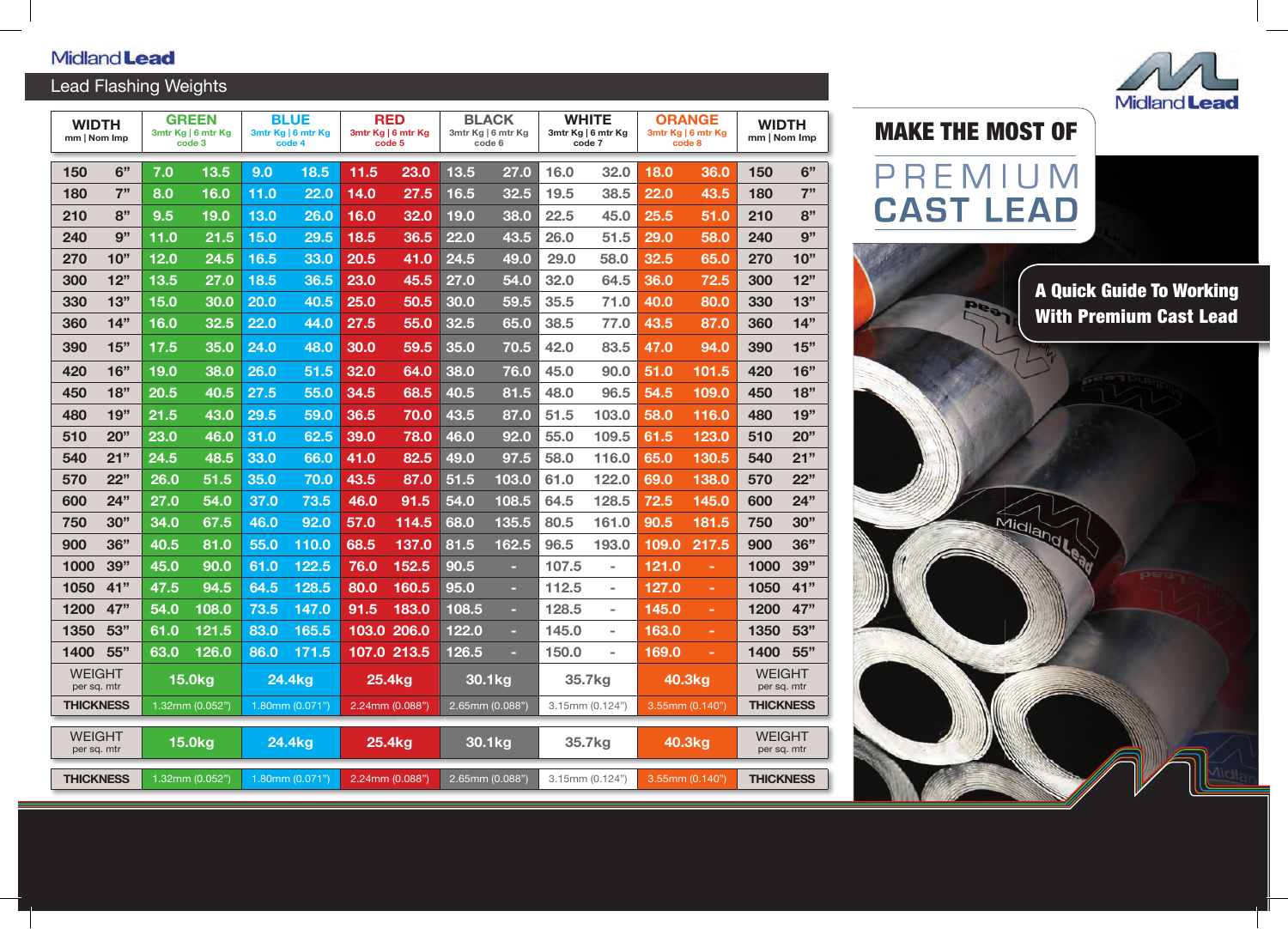Midland Lead

## Lead Flashing Weights

| WIDTH mm \| Nom Imp | | GREEN 3mtr Kg \| 6 mtr Kg code 3 | | BLUE 3mtr Kg \| 6 mtr Kg code 4 | | RED 3mtr Kg \| 6 mtr Kg code 5 | | BLACK 3mtr Kg \| 6 mtr Kg code 6 | | WHITE 3mtr Kg \| 6 mtr Kg code 7 | | ORANGE 3mtr Kg \| 6 mtr Kg code 8 | | WIDTH mm \| Nom Imp | |
|---|---|---|---|---|---|---|---|---|---|---|---|---|---|---|---|
| 150 | 6" | 7.0 | 13.5 | 9.0 | 18.5 | 11.5 | 23.0 | 13.5 | 27.0 | 16.0 | 32.0 | 18.0 | 36.0 | 150 | 6" |
| 180 | 7" | 8.0 | 16.0 | 11.0 | 22.0 | 14.0 | 27.5 | 16.5 | 32.5 | 19.5 | 38.5 | 22.0 | 43.5 | 180 | 7" |
| 210 | 8" | 9.5 | 19.0 | 13.0 | 26.0 | 16.0 | 32.0 | 19.0 | 38.0 | 22.5 | 45.0 | 25.5 | 51.0 | 210 | 8" |
| 240 | 9" | 11.0 | 21.5 | 15.0 | 29.5 | 18.5 | 36.5 | 22.0 | 43.5 | 26.0 | 51.5 | 29.0 | 58.0 | 240 | 9" |
| 270 | 10" | 12.0 | 24.5 | 16.5 | 33.0 | 20.5 | 41.0 | 24.5 | 49.0 | 29.0 | 58.0 | 32.5 | 65.0 | 270 | 10" |
| 300 | 12" | 13.5 | 27.0 | 18.5 | 36.5 | 23.0 | 45.5 | 27.0 | 54.0 | 32.0 | 64.5 | 36.0 | 72.5 | 300 | 12" |
| 330 | 13" | 15.0 | 30.0 | 20.0 | 40.5 | 25.0 | 50.5 | 30.0 | 59.5 | 35.5 | 71.0 | 40.0 | 80.0 | 330 | 13" |
| 360 | 14" | 16.0 | 32.5 | 22.0 | 44.0 | 27.5 | 55.0 | 32.5 | 65.0 | 38.5 | 77.0 | 43.5 | 87.0 | 360 | 14" |
| 390 | 15" | 17.5 | 35.0 | 24.0 | 48.0 | 30.0 | 59.5 | 35.0 | 70.5 | 42.0 | 83.5 | 47.0 | 94.0 | 390 | 15" |
| 420 | 16" | 19.0 | 38.0 | 26.0 | 51.5 | 32.0 | 64.0 | 38.0 | 76.0 | 45.0 | 90.0 | 51.0 | 101.5 | 420 | 16" |
| 450 | 18" | 20.5 | 40.5 | 27.5 | 55.0 | 34.5 | 68.5 | 40.5 | 81.5 | 48.0 | 96.5 | 54.5 | 109.0 | 450 | 18" |
| 480 | 19" | 21.5 | 43.0 | 29.5 | 59.0 | 36.5 | 70.0 | 43.5 | 87.0 | 51.5 | 103.0 | 58.0 | 116.0 | 480 | 19" |
| 510 | 20" | 23.0 | 46.0 | 31.0 | 62.5 | 39.0 | 78.0 | 46.0 | 92.0 | 55.0 | 109.5 | 61.5 | 123.0 | 510 | 20" |
| 540 | 21" | 24.5 | 48.5 | 33.0 | 66.0 | 41.0 | 82.5 | 49.0 | 97.5 | 58.0 | 116.0 | 65.0 | 130.5 | 540 | 21" |
| 570 | 22" | 26.0 | 51.5 | 35.0 | 70.0 | 43.5 | 87.0 | 51.5 | 103.0 | 61.0 | 122.0 | 69.0 | 138.0 | 570 | 22" |
| 600 | 24" | 27.0 | 54.0 | 37.0 | 73.5 | 46.0 | 91.5 | 54.0 | 108.5 | 64.5 | 128.5 | 72.5 | 145.0 | 600 | 24" |
| 750 | 30" | 34.0 | 67.5 | 46.0 | 92.0 | 57.0 | 114.5 | 68.0 | 135.5 | 80.5 | 161.0 | 90.5 | 181.5 | 750 | 30" |
| 900 | 36" | 40.5 | 81.0 | 55.0 | 110.0 | 68.5 | 137.0 | 81.5 | 162.5 | 96.5 | 193.0 | 109.0 | 217.5 | 900 | 36" |
| 1000 | 39" | 45.0 | 90.0 | 61.0 | 122.5 | 76.0 | 152.5 | 90.5 | - | 107.5 | - | 121.0 | - | 1000 | 39" |
| 1050 | 41" | 47.5 | 94.5 | 64.5 | 128.5 | 80.0 | 160.5 | 95.0 | - | 112.5 | - | 127.0 | - | 1050 | 41" |
| 1200 | 47" | 54.0 | 108.0 | 73.5 | 147.0 | 91.5 | 183.0 | 108.5 | - | 128.5 | - | 145.0 | - | 1200 | 47" |
| 1350 | 53" | 61.0 | 121.5 | 83.0 | 165.5 | 103.0 | 206.0 | 122.0 | - | 145.0 | - | 163.0 | - | 1350 | 53" |
| 1400 | 55" | 63.0 | 126.0 | 86.0 | 171.5 | 107.0 | 213.5 | 126.5 | - | 150.0 | - | 169.0 | - | 1400 | 55" |
| WEIGHT per sq. mtr | | 15.0kg | | 24.4kg | | 25.4kg | | 30.1kg | | 35.7kg | | 40.3kg | | WEIGHT per sq. mtr | |
| THICKNESS | | 1.32mm (0.052") | | 1.80mm (0.071") | | 2.24mm (0.088") | | 2.65mm (0.088") | | 3.15mm (0.124") | | 3.55mm (0.140") | | THICKNESS | |

| WEIGHT per sq. mtr | 15.0kg | 24.4kg | 25.4kg | 30.1kg | 35.7kg | 40.3kg | WEIGHT per sq. mtr |
|---|---|---|---|---|---|---|---|
| THICKNESS | 1.32mm (0.052") | 1.80mm (0.071") | 2.24mm (0.088") | 2.65mm (0.088") | 3.15mm (0.124") | 3.55mm (0.140") | THICKNESS |

Midland Lead

# MAKE THE MOST OF

# PREMIUM CAST LEAD

**A Quick Guide To Working With Premium Cast Lead**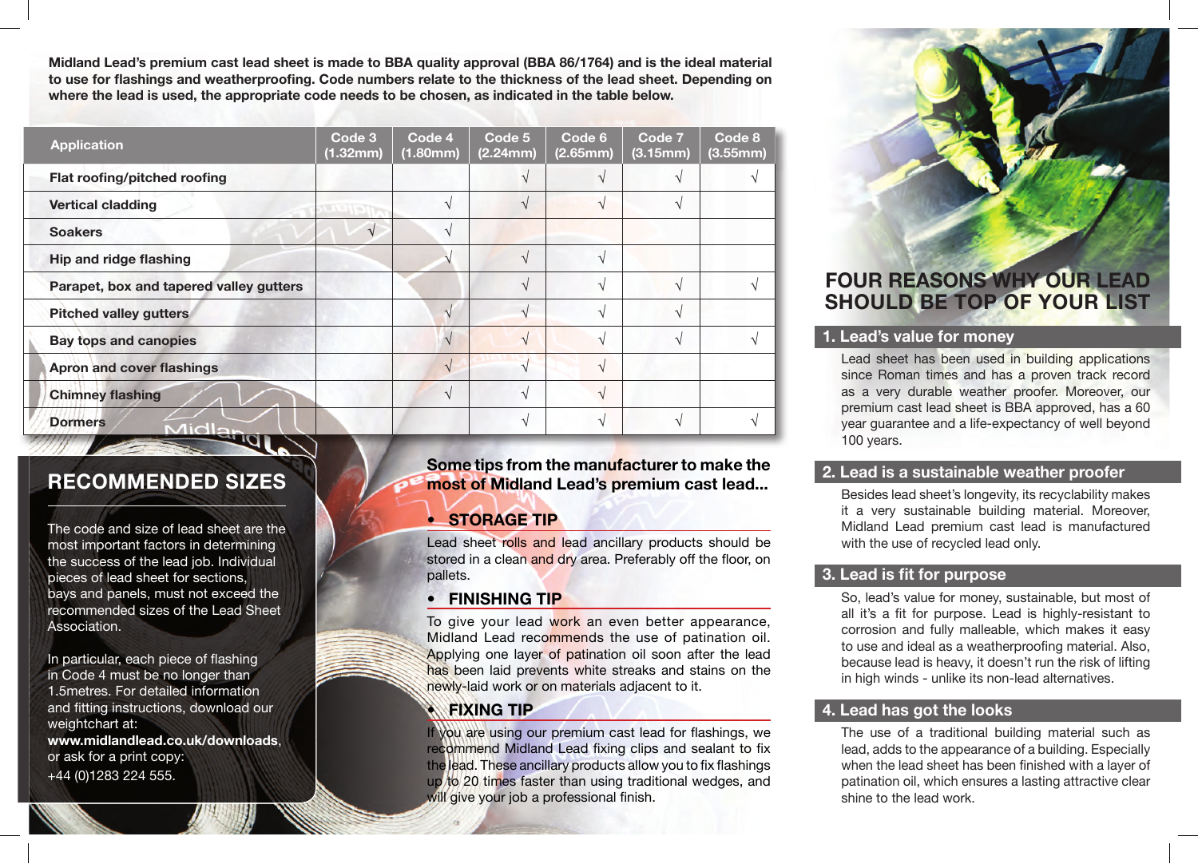**Midland Lead's premium cast lead sheet is made to BBA quality approval (BBA 86/1764) and is the ideal material to use for flashings and weatherproofing. Code numbers relate to the thickness of the lead sheet. Depending on where the lead is used, the appropriate code needs to be chosen, as indicated in the table below.**

| Application | Code 3 (1.32mm) | Code 4 (1.80mm) | Code 5 (2.24mm) | Code 6 (2.65mm) | Code 7 (3.15mm) | Code 8 (3.55mm) |
|---|---|---|---|---|---|---|
| Flat roofing/pitched roofing | | | √ | √ | √ | √ |
| Vertical cladding | | √ | √ | √ | √ | |
| Soakers | √ | √ | | | | |
| Hip and ridge flashing | | √ | √ | √ | | |
| Parapet, box and tapered valley gutters | | | √ | √ | √ | √ |
| Pitched valley gutters | | √ | √ | √ | √ | |
| Bay tops and canopies | | √ | √ | √ | √ | √ |
| Apron and cover flashings | | √ | √ | √ | | |
| Chimney flashing | | √ | √ | √ | | |
| Dormers | | | √ | √ | √ | √ |

## RECOMMENDED SIZES

The code and size of lead sheet are the most important factors in determining the success of the lead job. Individual pieces of lead sheet for sections, bays and panels, must not exceed the recommended sizes of the Lead Sheet Association.

In particular, each piece of flashing in Code 4 must be no longer than 1.5metres. For detailed information and fitting instructions, download our weightchart at: **www.midlandlead.co.uk/downloads**, or ask for a print copy: +44 (0)1283 224 555.

## Some tips from the manufacturer to make the most of Midland Lead's premium cast lead...

### • STORAGE TIP

Lead sheet rolls and lead ancillary products should be stored in a clean and dry area. Preferably off the floor, on pallets.

### • FINISHING TIP

To give your lead work an even better appearance, Midland Lead recommends the use of patination oil. Applying one layer of patination oil soon after the lead has been laid prevents white streaks and stains on the newly-laid work or on materials adjacent to it.

### • FIXING TIP

If you are using our premium cast lead for flashings, we recommend Midland Lead fixing clips and sealant to fix the lead. These ancillary products allow you to fix flashings up to 20 times faster than using traditional wedges, and will give your job a professional finish.

## FOUR REASONS WHY OUR LEAD SHOULD BE TOP OF YOUR LIST

### 1. Lead's value for money

Lead sheet has been used in building applications since Roman times and has a proven track record as a very durable weather proofer. Moreover, our premium cast lead sheet is BBA approved, has a 60 year guarantee and a life-expectancy of well beyond 100 years.

### 2. Lead is a sustainable weather proofer

Besides lead sheet's longevity, its recyclability makes it a very sustainable building material. Moreover, Midland Lead premium cast lead is manufactured with the use of recycled lead only.

### 3. Lead is fit for purpose

So, lead's value for money, sustainable, but most of all it's a fit for purpose. Lead is highly-resistant to corrosion and fully malleable, which makes it easy to use and ideal as a weatherproofing material. Also, because lead is heavy, it doesn't run the risk of lifting in high winds - unlike its non-lead alternatives.

### 4. Lead has got the looks

The use of a traditional building material such as lead, adds to the appearance of a building. Especially when the lead sheet has been finished with a layer of patination oil, which ensures a lasting attractive clear shine to the lead work.